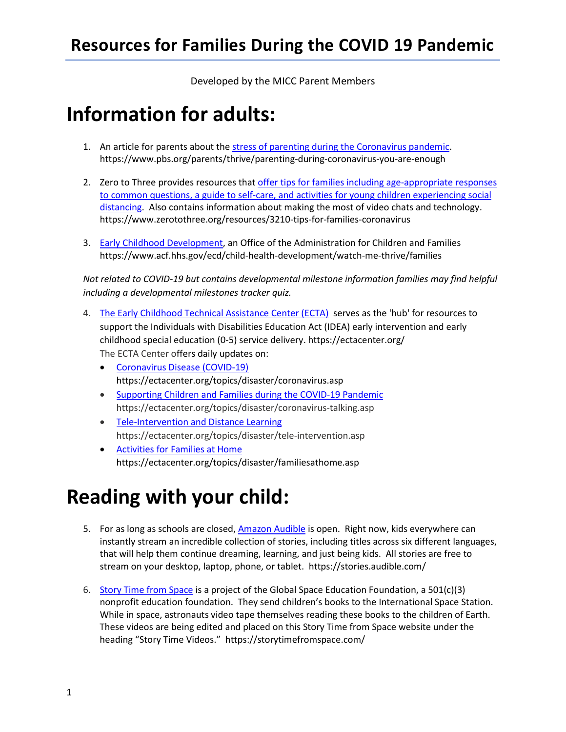# Resources for Families During the COVID 19 Pandemic

Developed by the MICC Parent Members

## Information for adults:

1. An article for parents about the stress of parenting during the Coronavirus pandemic. https://www.pbs.org/parents/thrive/parenting-during-coronavirus-you-are-enough

2. Zero to Three provides resources that offer tips for families including age-appropriate responses to common questions, a guide to self-care, and activities for young children experiencing social distancing. Also contains information about making the most of video chats and technology. https://www.zerotothree.org/resources/3210-tips-for-families-coronavirus

3. Early Childhood Development, an Office of the Administration for Children and Families https://www.acf.hhs.gov/ecd/child-health-development/watch-me-thrive/families

*Not related to COVID-19 but contains developmental milestone information families may find helpful including a developmental milestones tracker quiz.*

4. The Early Childhood Technical Assistance Center (ECTA) serves as the 'hub' for resources to support the Individuals with Disabilities Education Act (IDEA) early intervention and early childhood special education (0-5) service delivery. https://ectacenter.org/
   The ECTA Center offers daily updates on:
   - Coronavirus Disease (COVID-19)
     https://ectacenter.org/topics/disaster/coronavirus.asp
   - Supporting Children and Families during the COVID-19 Pandemic
     https://ectacenter.org/topics/disaster/coronavirus-talking.asp
   - Tele-Intervention and Distance Learning
     https://ectacenter.org/topics/disaster/tele-intervention.asp
   - Activities for Families at Home
     https://ectacenter.org/topics/disaster/familiesathome.asp

## Reading with your child:

5. For as long as schools are closed, Amazon Audible is open. Right now, kids everywhere can instantly stream an incredible collection of stories, including titles across six different languages, that will help them continue dreaming, learning, and just being kids. All stories are free to stream on your desktop, laptop, phone, or tablet. https://stories.audible.com/

6. Story Time from Space is a project of the Global Space Education Foundation, a 501(c)(3) nonprofit education foundation. They send children's books to the International Space Station. While in space, astronauts video tape themselves reading these books to the children of Earth. These videos are being edited and placed on this Story Time from Space website under the heading "Story Time Videos." https://storytimefromspace.com/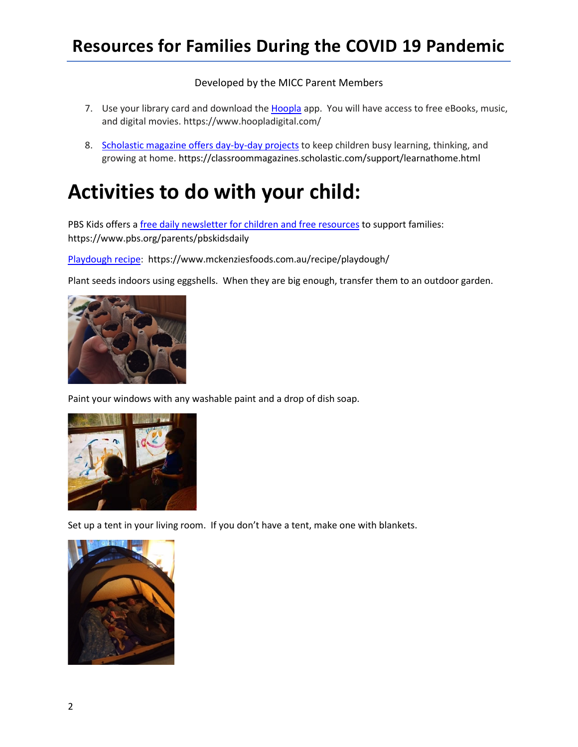# Resources for Families During the COVID 19 Pandemic

Developed by the MICC Parent Members

7. Use your library card and download the Hoopla app. You will have access to free eBooks, music, and digital movies. https://www.hoopladigital.com/

8. Scholastic magazine offers day-by-day projects to keep children busy learning, thinking, and growing at home. https://classroommagazines.scholastic.com/support/learnathome.html

# Activities to do with your child:

PBS Kids offers a free daily newsletter for children and free resources to support families: https://www.pbs.org/parents/pbskidsdaily

Playdough recipe: https://www.mckenziesfoods.com.au/recipe/playdough/

Plant seeds indoors using eggshells. When they are big enough, transfer them to an outdoor garden.

Paint your windows with any washable paint and a drop of dish soap.

Set up a tent in your living room. If you don't have a tent, make one with blankets.